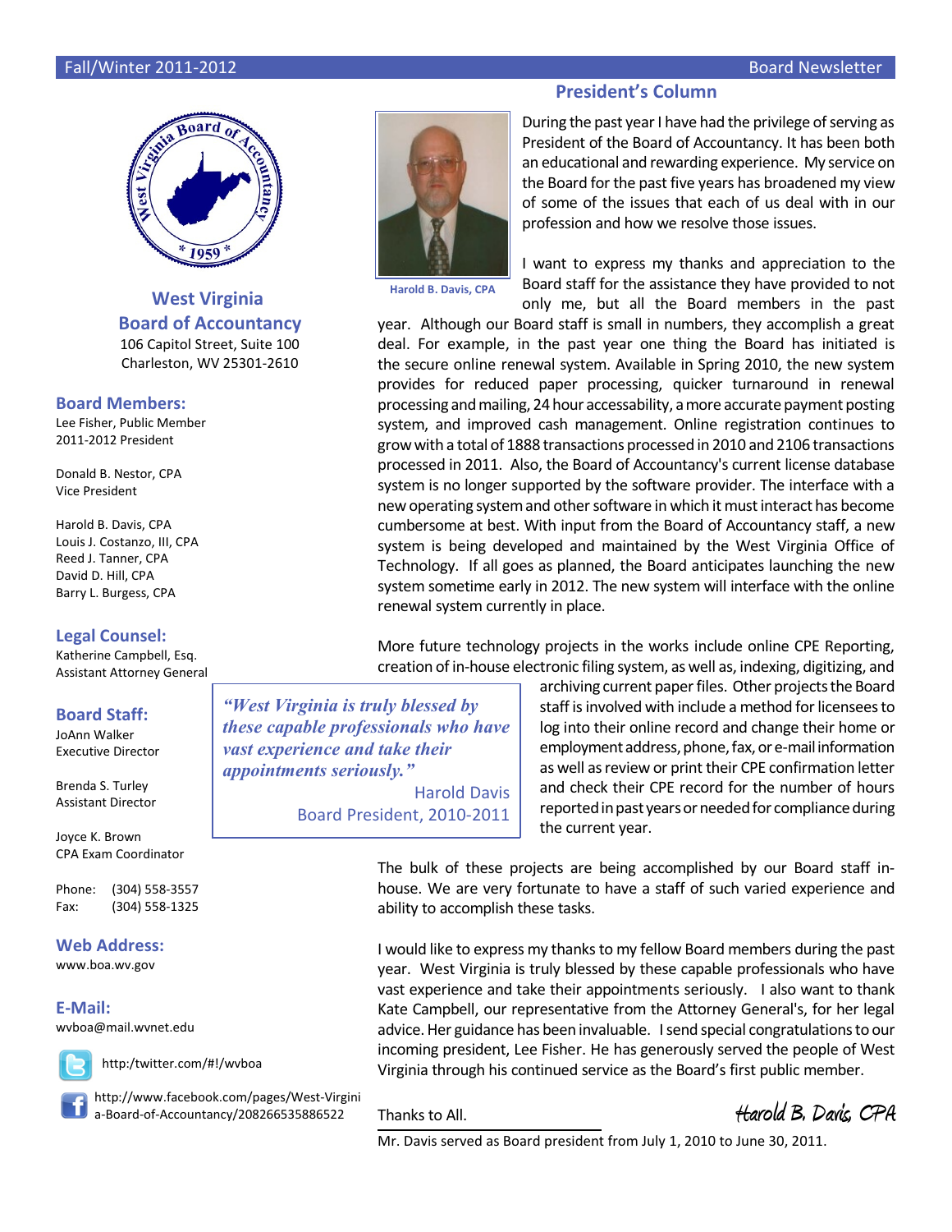## West Virginia Board of Accountancy

106 Capitol Street, Suite 100
Charleston, WV 25301-2610

### Board Members:

Lee Fisher, Public Member
2011-2012 President

Donald B. Nestor, CPA
Vice President

Harold B. Davis, CPA
Louis J. Costanzo, III, CPA
Reed J. Tanner, CPA
David D. Hill, CPA
Barry L. Burgess, CPA

### Legal Counsel:

Katherine Campbell, Esq.
Assistant Attorney General

### Board Staff:

JoAnn Walker
Executive Director

Brenda S. Turley
Assistant Director

Joyce K. Brown
CPA Exam Coordinator

Phone: (304) 558-3557
Fax: (304) 558-1325

### Web Address:

www.boa.wv.gov

### E-Mail:

wvboa@mail.wvnet.edu

http:/twitter.com/#!/wvboa

http://www.facebook.com/pages/West-Virginia-Board-of-Accountancy/208266535886522

## President's Column

Harold B. Davis, CPA

During the past year I have had the privilege of serving as President of the Board of Accountancy. It has been both an educational and rewarding experience. My service on the Board for the past five years has broadened my view of some of the issues that each of us deal with in our profession and how we resolve those issues.

I want to express my thanks and appreciation to the Board staff for the assistance they have provided to not only me, but all the Board members in the past year. Although our Board staff is small in numbers, they accomplish a great deal. For example, in the past year one thing the Board has initiated is the secure online renewal system. Available in Spring 2010, the new system provides for reduced paper processing, quicker turnaround in renewal processing and mailing, 24 hour accessability, a more accurate payment posting system, and improved cash management. Online registration continues to grow with a total of 1888 transactions processed in 2010 and 2106 transactions processed in 2011. Also, the Board of Accountancy's current license database system is no longer supported by the software provider. The interface with a new operating system and other software in which it must interact has become cumbersome at best. With input from the Board of Accountancy staff, a new system is being developed and maintained by the West Virginia Office of Technology. If all goes as planned, the Board anticipates launching the new system sometime early in 2012. The new system will interface with the online renewal system currently in place.

More future technology projects in the works include online CPE Reporting, creation of in-house electronic filing system, as well as, indexing, digitizing, and archiving current paper files. Other projects the Board staff is involved with include a method for licensees to log into their online record and change their home or employment address, phone, fax, or e-mail information as well as review or print their CPE confirmation letter and check their CPE record for the number of hours reported in past years or needed for compliance during the current year.

> ***"West Virginia is truly blessed by these capable professionals who have vast experience and take their appointments seriously."***
>
> Harold Davis
> Board President, 2010-2011

The bulk of these projects are being accomplished by our Board staff in-house. We are very fortunate to have a staff of such varied experience and ability to accomplish these tasks.

I would like to express my thanks to my fellow Board members during the past year. West Virginia is truly blessed by these capable professionals who have vast experience and take their appointments seriously. I also want to thank Kate Campbell, our representative from the Attorney General's, for her legal advice. Her guidance has been invaluable. I send special congratulations to our incoming president, Lee Fisher. He has generously served the people of West Virginia through his continued service as the Board's first public member.

Thanks to All.

*Harold B. Davis, CPA*

Mr. Davis served as Board president from July 1, 2010 to June 30, 2011.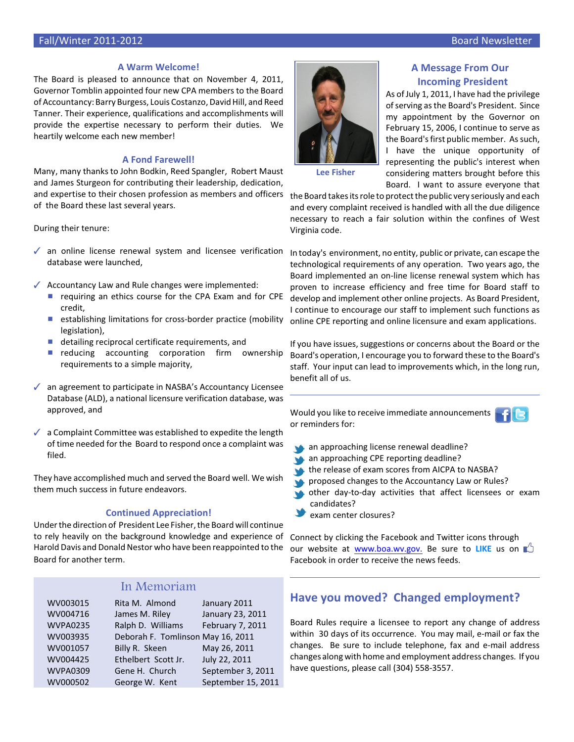## A Warm Welcome!

The Board is pleased to announce that on November 4, 2011, Governor Tomblin appointed four new CPA members to the Board of Accountancy: Barry Burgess, Louis Costanzo, David Hill, and Reed Tanner. Their experience, qualifications and accomplishments will provide the expertise necessary to perform their duties. We heartily welcome each new member!

## A Fond Farewell!

Many, many thanks to John Bodkin, Reed Spangler, Robert Maust and James Sturgeon for contributing their leadership, dedication, and expertise to their chosen profession as members and officers of the Board these last several years.

During their tenure:

- ✓ an online license renewal system and licensee verification database were launched,
- ✓ Accountancy Law and Rule changes were implemented:
  - requiring an ethics course for the CPA Exam and for CPE credit,
  - establishing limitations for cross-border practice (mobility legislation),
  - detailing reciprocal certificate requirements, and
  - reducing accounting corporation firm ownership requirements to a simple majority,
- ✓ an agreement to participate in NASBA's Accountancy Licensee Database (ALD), a national licensure verification database, was approved, and
- ✓ a Complaint Committee was established to expedite the length of time needed for the Board to respond once a complaint was filed.

They have accomplished much and served the Board well. We wish them much success in future endeavors.

## Continued Appreciation!

Under the direction of President Lee Fisher, the Board will continue to rely heavily on the background knowledge and experience of Harold Davis and Donald Nestor who have been reappointed to the Board for another term.

## In Memoriam

| | | |
|---|---|---|
| WV003015 | Rita M. Almond | January 2011 |
| WV004716 | James M. Riley | January 23, 2011 |
| WVPA0235 | Ralph D. Williams | February 7, 2011 |
| WV003935 | Deborah F. Tomlinson | May 16, 2011 |
| WV001057 | Billy R. Skeen | May 26, 2011 |
| WV004425 | Ethelbert Scott Jr. | July 22, 2011 |
| WVPA0309 | Gene H. Church | September 3, 2011 |
| WV000502 | George W. Kent | September 15, 2011 |

## A Message From Our Incoming President

Lee Fisher

As of July 1, 2011, I have had the privilege of serving as the Board's President. Since my appointment by the Governor on February 15, 2006, I continue to serve as the Board's first public member. As such, I have the unique opportunity of representing the public's interest when considering matters brought before this Board. I want to assure everyone that the Board takes its role to protect the public very seriously and each and every complaint received is handled with all the due diligence necessary to reach a fair solution within the confines of West Virginia code.

In today's environment, no entity, public or private, can escape the technological requirements of any operation. Two years ago, the Board implemented an on-line license renewal system which has proven to increase efficiency and free time for Board staff to develop and implement other online projects. As Board President, I continue to encourage our staff to implement such functions as online CPE reporting and online licensure and exam applications.

If you have issues, suggestions or concerns about the Board or the Board's operation, I encourage you to forward these to the Board's staff. Your input can lead to improvements which, in the long run, benefit all of us.

---

Would you like to receive immediate announcements or reminders for:

- an approaching license renewal deadline?
- an approaching CPE reporting deadline?
- the release of exam scores from AICPA to NASBA?
- proposed changes to the Accountancy Law or Rules?
- other day-to-day activities that affect licensees or exam candidates?
- exam center closures?

Connect by clicking the Facebook and Twitter icons through our website at www.boa.wv.gov. Be sure to **LIKE** us on Facebook in order to receive the news feeds.

---

## Have you moved? Changed employment?

Board Rules require a licensee to report any change of address within 30 days of its occurrence. You may mail, e-mail or fax the changes. Be sure to include telephone, fax and e-mail address changes along with home and employment address changes. If you have questions, please call (304) 558-3557.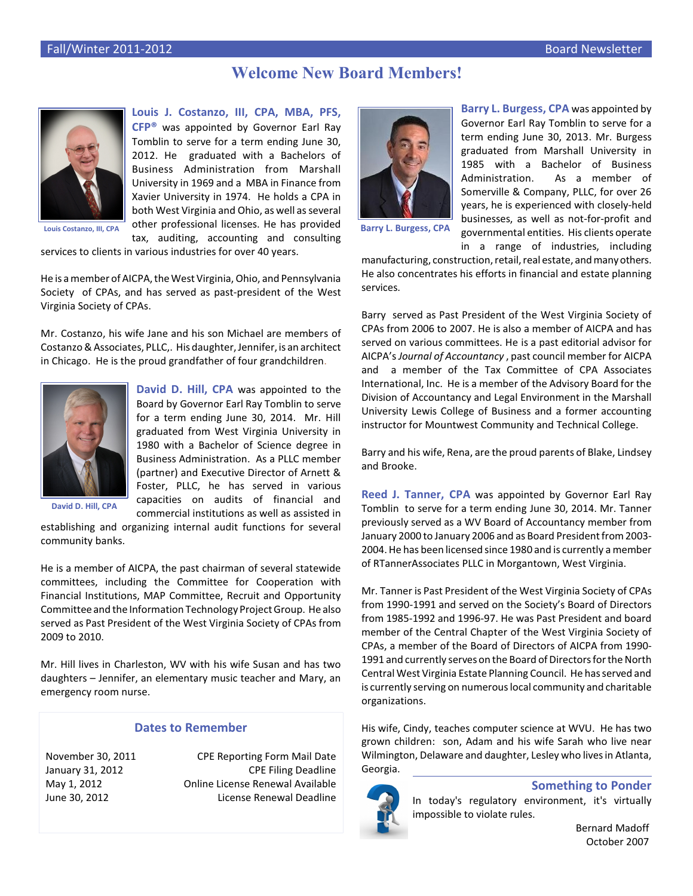# Welcome New Board Members!

**Louis J. Costanzo, III, CPA, MBA, PFS, CFP®** was appointed by Governor Earl Ray Tomblin to serve for a term ending June 30, 2012. He graduated with a Bachelors of Business Administration from Marshall University in 1969 and a MBA in Finance from Xavier University in 1974. He holds a CPA in both West Virginia and Ohio, as well as several other professional licenses. He has provided tax, auditing, accounting and consulting services to clients in various industries for over 40 years.

Louis Costanzo, III, CPA

He is a member of AICPA, the West Virginia, Ohio, and Pennsylvania Society of CPAs, and has served as past-president of the West Virginia Society of CPAs.

Mr. Costanzo, his wife Jane and his son Michael are members of Costanzo & Associates, PLLC,. His daughter, Jennifer, is an architect in Chicago. He is the proud grandfather of four grandchildren.

**David D. Hill, CPA** was appointed to the Board by Governor Earl Ray Tomblin to serve for a term ending June 30, 2014. Mr. Hill graduated from West Virginia University in 1980 with a Bachelor of Science degree in Business Administration. As a PLLC member (partner) and Executive Director of Arnett & Foster, PLLC, he has served in various capacities on audits of financial and commercial institutions as well as assisted in establishing and organizing internal audit functions for several community banks.

David D. Hill, CPA

He is a member of AICPA, the past chairman of several statewide committees, including the Committee for Cooperation with Financial Institutions, MAP Committee, Recruit and Opportunity Committee and the Information Technology Project Group. He also served as Past President of the West Virginia Society of CPAs from 2009 to 2010.

Mr. Hill lives in Charleston, WV with his wife Susan and has two daughters – Jennifer, an elementary music teacher and Mary, an emergency room nurse.

## Dates to Remember

| Date | Event |
| --- | --- |
| November 30, 2011 | CPE Reporting Form Mail Date |
| January 31, 2012 | CPE Filing Deadline |
| May 1, 2012 | Online License Renewal Available |
| June 30, 2012 | License Renewal Deadline |

**Barry L. Burgess, CPA** was appointed by Governor Earl Ray Tomblin to serve for a term ending June 30, 2013. Mr. Burgess graduated from Marshall University in 1985 with a Bachelor of Business Administration. As a member of Somerville & Company, PLLC, for over 26 years, he is experienced with closely-held businesses, as well as not-for-profit and governmental entities. His clients operate in a range of industries, including manufacturing, construction, retail, real estate, and many others. He also concentrates his efforts in financial and estate planning services.

Barry L. Burgess, CPA

Barry served as Past President of the West Virginia Society of CPAs from 2006 to 2007. He is also a member of AICPA and has served on various committees. He is a past editorial advisor for AICPA's *Journal of Accountancy*, past council member for AICPA and a member of the Tax Committee of CPA Associates International, Inc. He is a member of the Advisory Board for the Division of Accountancy and Legal Environment in the Marshall University Lewis College of Business and a former accounting instructor for Mountwest Community and Technical College.

Barry and his wife, Rena, are the proud parents of Blake, Lindsey and Brooke.

**Reed J. Tanner, CPA** was appointed by Governor Earl Ray Tomblin to serve for a term ending June 30, 2014. Mr. Tanner previously served as a WV Board of Accountancy member from January 2000 to January 2006 and as Board President from 2003-2004. He has been licensed since 1980 and is currently a member of RTannerAssociates PLLC in Morgantown, West Virginia.

Mr. Tanner is Past President of the West Virginia Society of CPAs from 1990-1991 and served on the Society's Board of Directors from 1985-1992 and 1996-97. He was Past President and board member of the Central Chapter of the West Virginia Society of CPAs, a member of the Board of Directors of AICPA from 1990-1991 and currently serves on the Board of Directors for the North Central West Virginia Estate Planning Council. He has served and is currently serving on numerous local community and charitable organizations.

His wife, Cindy, teaches computer science at WVU. He has two grown children: son, Adam and his wife Sarah who live near Wilmington, Delaware and daughter, Lesley who lives in Atlanta, Georgia.

## Something to Ponder

In today's regulatory environment, it's virtually impossible to violate rules.

Bernard Madoff
October 2007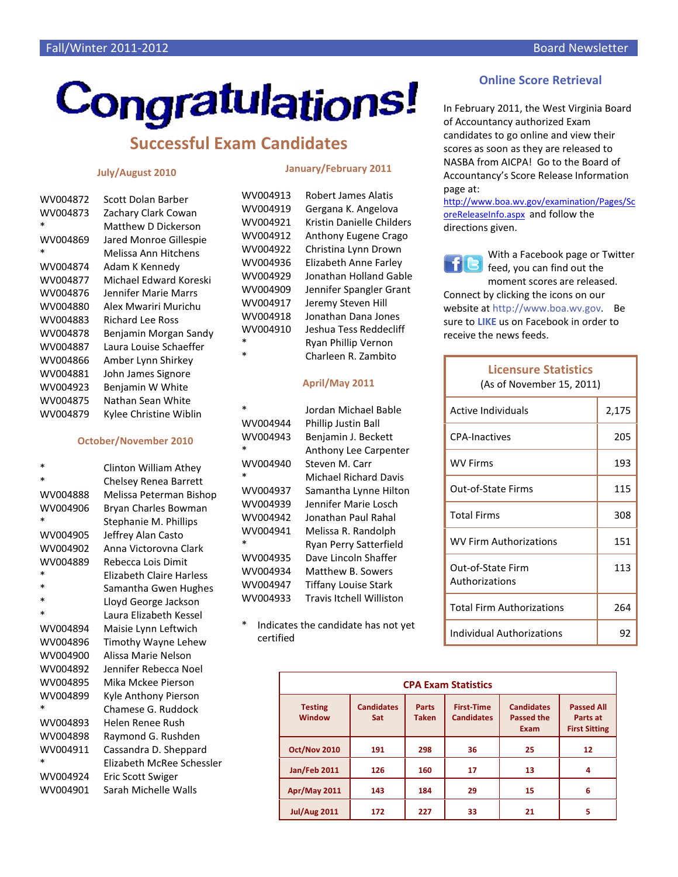# Congratulations!

## Successful Exam Candidates

### July/August 2010

| | |
|---|---|
| WV004872 | Scott Dolan Barber |
| WV004873 | Zachary Clark Cowan |
| * | Matthew D Dickerson |
| WV004869 | Jared Monroe Gillespie |
| * | Melissa Ann Hitchens |
| WV004874 | Adam K Kennedy |
| WV004877 | Michael Edward Koreski |
| WV004876 | Jennifer Marie Marrs |
| WV004880 | Alex Mwariri Murichu |
| WV004883 | Richard Lee Ross |
| WV004878 | Benjamin Morgan Sandy |
| WV004887 | Laura Louise Schaeffer |
| WV004866 | Amber Lynn Shirkey |
| WV004881 | John James Signore |
| WV004923 | Benjamin W White |
| WV004875 | Nathan Sean White |
| WV004879 | Kylee Christine Wiblin |

### October/November 2010

| | |
|---|---|
| * | Clinton William Athey |
| * | Chelsey Renea Barrett |
| WV004888 | Melissa Peterman Bishop |
| WV004906 | Bryan Charles Bowman |
| * | Stephanie M. Phillips |
| WV004905 | Jeffrey Alan Casto |
| WV004902 | Anna Victorovna Clark |
| WV004889 | Rebecca Lois Dimit |
| * | Elizabeth Claire Harless |
| * | Samantha Gwen Hughes |
| * | Lloyd George Jackson |
| * | Laura Elizabeth Kessel |
| WV004894 | Maisie Lynn Leftwich |
| WV004896 | Timothy Wayne Lehew |
| WV004900 | Alissa Marie Nelson |
| WV004892 | Jennifer Rebecca Noel |
| WV004895 | Mika Mckee Pierson |
| WV004899 | Kyle Anthony Pierson |
| * | Chamese G. Ruddock |
| WV004893 | Helen Renee Rush |
| WV004898 | Raymond G. Rushden |
| WV004911 | Cassandra D. Sheppard |
| * | Elizabeth McRee Schessler |
| WV004924 | Eric Scott Swiger |
| WV004901 | Sarah Michelle Walls |

### January/February 2011

| | |
|---|---|
| WV004913 | Robert James Alatis |
| WV004919 | Gergana K. Angelova |
| WV004921 | Kristin Danielle Childers |
| WV004912 | Anthony Eugene Crago |
| WV004922 | Christina Lynn Drown |
| WV004936 | Elizabeth Anne Farley |
| WV004929 | Jonathan Holland Gable |
| WV004909 | Jennifer Spangler Grant |
| WV004917 | Jeremy Steven Hill |
| WV004918 | Jonathan Dana Jones |
| WV004910 | Jeshua Tess Reddecliff |
| * | Ryan Phillip Vernon |
| * | Charleen R. Zambito |

### April/May 2011

| | |
|---|---|
| * | Jordan Michael Bable |
| WV004944 | Phillip Justin Ball |
| WV004943 | Benjamin J. Beckett |
| * | Anthony Lee Carpenter |
| WV004940 | Steven M. Carr |
| * | Michael Richard Davis |
| WV004937 | Samantha Lynne Hilton |
| WV004939 | Jennifer Marie Losch |
| WV004942 | Jonathan Paul Rahal |
| WV004941 | Melissa R. Randolph |
| * | Ryan Perry Satterfield |
| WV004935 | Dave Lincoln Shaffer |
| WV004934 | Matthew B. Sowers |
| WV004947 | Tiffany Louise Stark |
| WV004933 | Travis Itchell Williston |

\* Indicates the candidate has not yet certified

## Online Score Retrieval

In February 2011, the West Virginia Board of Accountancy authorized Exam candidates to go online and view their scores as soon as they are released to NASBA from AICPA! Go to the Board of Accountancy's Score Release Information page at: http://www.boa.wv.gov/examination/Pages/ScoreReleaseInfo.aspx and follow the directions given.

With a Facebook page or Twitter feed, you can find out the moment scores are released. Connect by clicking the icons on our website at http://www.boa.wv.gov. Be sure to **LIKE** us on Facebook in order to receive the news feeds.

## Licensure Statistics

(As of November 15, 2011)

| Category | Count |
|---|---|
| Active Individuals | 2,175 |
| CPA-Inactives | 205 |
| WV Firms | 193 |
| Out-of-State Firms | 115 |
| Total Firms | 308 |
| WV Firm Authorizations | 151 |
| Out-of-State Firm Authorizations | 113 |
| Total Firm Authorizations | 264 |
| Individual Authorizations | 92 |

## CPA Exam Statistics

| Testing Window | Candidates Sat | Parts Taken | First-Time Candidates | Candidates Passed the Exam | Passed All Parts at First Sitting |
|---|---|---|---|---|---|
| Oct/Nov 2010 | 191 | 298 | 36 | 25 | 12 |
| Jan/Feb 2011 | 126 | 160 | 17 | 13 | 4 |
| Apr/May 2011 | 143 | 184 | 29 | 15 | 6 |
| Jul/Aug 2011 | 172 | 227 | 33 | 21 | 5 |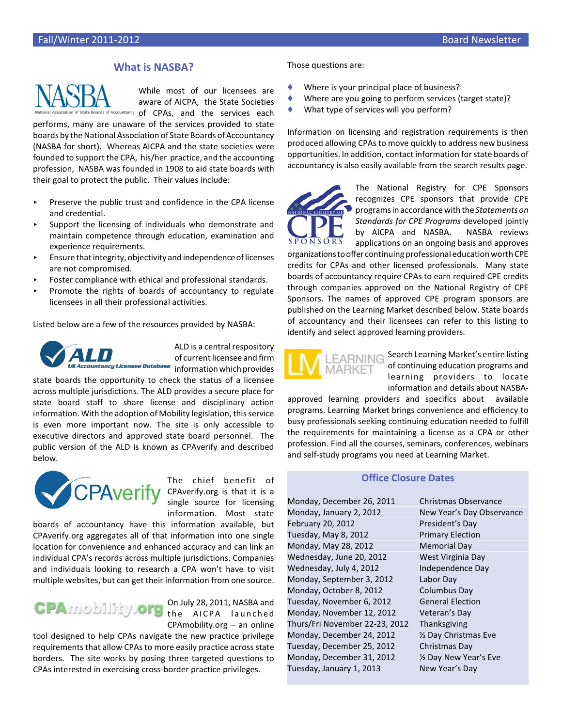## What is NASBA?

While most of our licensees are aware of AICPA, the State Societies of CPAs, and the services each performs, many are unaware of the services provided to state boards by the National Association of State Boards of Accountancy (NASBA for short). Whereas AICPA and the state societies were founded to support the CPA, his/her practice, and the accounting profession, NASBA was founded in 1908 to aid state boards with their goal to protect the public. Their values include:

- Preserve the public trust and confidence in the CPA license and credential.
- Support the licensing of individuals who demonstrate and maintain competence through education, examination and experience requirements.
- Ensure that integrity, objectivity and independence of licenses are not compromised.
- Foster compliance with ethical and professional standards.
- Promote the rights of boards of accountancy to regulate licensees in all their professional activities.

Listed below are a few of the resources provided by NASBA:

ALD is a central respository of current licensee and firm information which provides state boards the opportunity to check the status of a licensee across multiple jurisdictions. The ALD provides a secure place for state board staff to share license and disciplinary action information. With the adoption of Mobility legislation, this service is even more important now. The site is only accessible to executive directors and approved state board personnel. The public version of the ALD is known as CPAverify and described below.

The chief benefit of CPAverify.org is that it is a single source for licensing information. Most state boards of accountancy have this information available, but CPAverify.org aggregates all of that information into one single location for convenience and enhanced accuracy and can link an individual CPA's records across multiple jurisdictions. Companies and individuals looking to research a CPA won't have to visit multiple websites, but can get their information from one source.

On July 28, 2011, NASBA and the AICPA launched CPAmobility.org – an online tool designed to help CPAs navigate the new practice privilege requirements that allow CPAs to more easily practice across state borders. The site works by posing three targeted questions to CPAs interested in exercising cross-border practice privileges.

Those questions are:

- Where is your principal place of business?
- Where are you going to perform services (target state)?
- What type of services will you perform?

Information on licensing and registration requirements is then produced allowing CPAs to move quickly to address new business opportunities. In addition, contact information for state boards of accountancy is also easily available from the search results page.

The National Registry for CPE Sponsors recognizes CPE sponsors that provide CPE programs in accordance with the *Statements on Standards for CPE Programs* developed jointly by AICPA and NASBA. NASBA reviews applications on an ongoing basis and approves organizations to offer continuing professional education worth CPE credits for CPAs and other licensed professionals. Many state boards of accountancy require CPAs to earn required CPE credits through companies approved on the National Registry of CPE Sponsors. The names of approved CPE program sponsors are published on the Learning Market described below. State boards of accountancy and their licensees can refer to this listing to identify and select approved learning providers.

Search Learning Market's entire listing of continuing education programs and learning providers to locate information and details about NASBA-approved learning providers and specifics about available programs. Learning Market brings convenience and efficiency to busy professionals seeking continuing education needed to fulfill the requirements for maintaining a license as a CPA or other profession. Find all the courses, seminars, conferences, webinars and self-study programs you need at Learning Market.

### Office Closure Dates

| | |
|---|---|
| Monday, December 26, 2011 | Christmas Observance |
| Monday, January 2, 2012 | New Year's Day Observance |
| February 20, 2012 | President's Day |
| Tuesday, May 8, 2012 | Primary Election |
| Monday, May 28, 2012 | Memorial Day |
| Wednesday, June 20, 2012 | West Virginia Day |
| Wednesday, July 4, 2012 | Independence Day |
| Monday, September 3, 2012 | Labor Day |
| Monday, October 8, 2012 | Columbus Day |
| Tuesday, November 6, 2012 | General Election |
| Monday, November 12, 2012 | Veteran's Day |
| Thurs/Fri November 22-23, 2012 | Thanksgiving |
| Monday, December 24, 2012 | ½ Day Christmas Eve |
| Tuesday, December 25, 2012 | Christmas Day |
| Monday, December 31, 2012 | ½ Day New Year's Eve |
| Tuesday, January 1, 2013 | New Year's Day |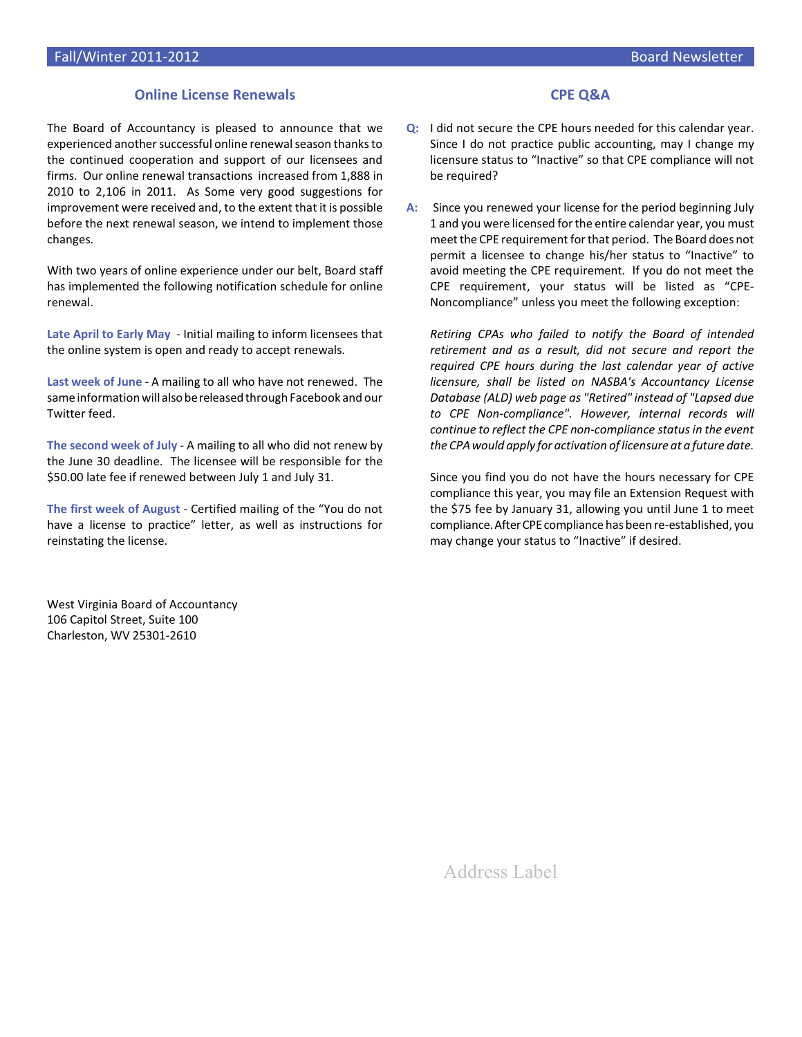## Online License Renewals

The Board of Accountancy is pleased to announce that we experienced another successful online renewal season thanks to the continued cooperation and support of our licensees and firms. Our online renewal transactions increased from 1,888 in 2010 to 2,106 in 2011. As Some very good suggestions for improvement were received and, to the extent that it is possible before the next renewal season, we intend to implement those changes.

With two years of online experience under our belt, Board staff has implemented the following notification schedule for online renewal.

**Late April to Early May** - Initial mailing to inform licensees that the online system is open and ready to accept renewals.

**Last week of June** - A mailing to all who have not renewed. The same information will also be released through Facebook and our Twitter feed.

**The second week of July** - A mailing to all who did not renew by the June 30 deadline. The licensee will be responsible for the $50.00 late fee if renewed between July 1 and July 31.

**The first week of August** - Certified mailing of the "You do not have a license to practice" letter, as well as instructions for reinstating the license.

West Virginia Board of Accountancy
106 Capitol Street, Suite 100
Charleston, WV 25301-2610

## CPE Q&A

**Q:** I did not secure the CPE hours needed for this calendar year. Since I do not practice public accounting, may I change my licensure status to "Inactive" so that CPE compliance will not be required?

**A:** Since you renewed your license for the period beginning July 1 and you were licensed for the entire calendar year, you must meet the CPE requirement for that period. The Board does not permit a licensee to change his/her status to "Inactive" to avoid meeting the CPE requirement. If you do not meet the CPE requirement, your status will be listed as "CPE-Noncompliance" unless you meet the following exception:

*Retiring CPAs who failed to notify the Board of intended retirement and as a result, did not secure and report the required CPE hours during the last calendar year of active licensure, shall be listed on NASBA's Accountancy License Database (ALD) web page as "Retired" instead of "Lapsed due to CPE Non-compliance". However, internal records will continue to reflect the CPE non-compliance status in the event the CPA would apply for activation of licensure at a future date.*

Since you find you do not have the hours necessary for CPE compliance this year, you may file an Extension Request with the $75 fee by January 31, allowing you until June 1 to meet compliance. After CPE compliance has been re-established, you may change your status to "Inactive" if desired.

Address Label